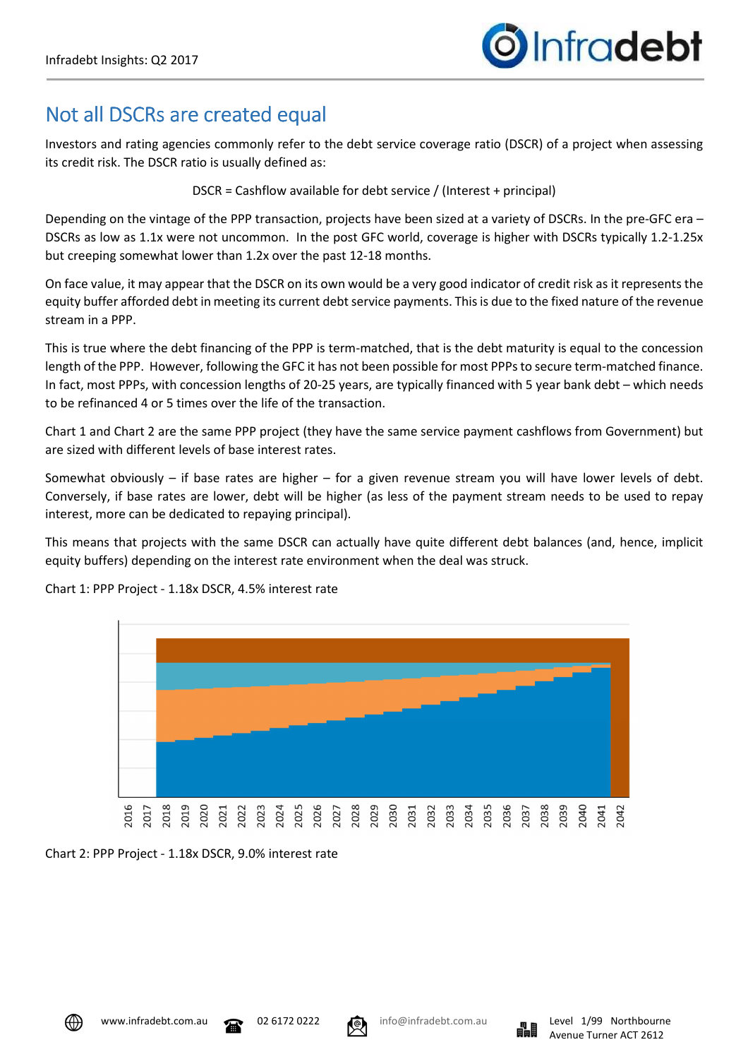# Not all DSCRs are created equal

Investors and rating agencies commonly refer to the debt service coverage ratio (DSCR) of a project when assessing its credit risk. The DSCR ratio is usually defined as:

DSCR = Cashflow available for debt service / (Interest + principal)

Depending on the vintage of the PPP transaction, projects have been sized at a variety of DSCRs. In the pre-GFC era – DSCRs as low as 1.1x were not uncommon. In the post GFC world, coverage is higher with DSCRs typically 1.2-1.25x but creeping somewhat lower than 1.2x over the past 12-18 months.

On face value, it may appear that the DSCR on its own would be a very good indicator of credit risk as it represents the equity buffer afforded debt in meeting its current debt service payments. This is due to the fixed nature of the revenue stream in a PPP.

This is true where the debt financing of the PPP is term-matched, that is the debt maturity is equal to the concession length of the PPP. However, following the GFC it has not been possible for most PPPs to secure term-matched finance. In fact, most PPPs, with concession lengths of 20-25 years, are typically financed with 5 year bank debt – which needs to be refinanced 4 or 5 times over the life of the transaction.

Chart 1 and Chart 2 are the same PPP project (they have the same service payment cashflows from Government) but are sized with different levels of base interest rates.

Somewhat obviously – if base rates are higher – for a given revenue stream you will have lower levels of debt. Conversely, if base rates are lower, debt will be higher (as less of the payment stream needs to be used to repay interest, more can be dedicated to repaying principal).

This means that projects with the same DSCR can actually have quite different debt balances (and, hence, implicit equity buffers) depending on the interest rate environment when the deal was struck.

Chart 1: PPP Project - 1.18x DSCR, 4.5% interest rate

Chart 2: PPP Project - 1.18x DSCR, 9.0% interest rate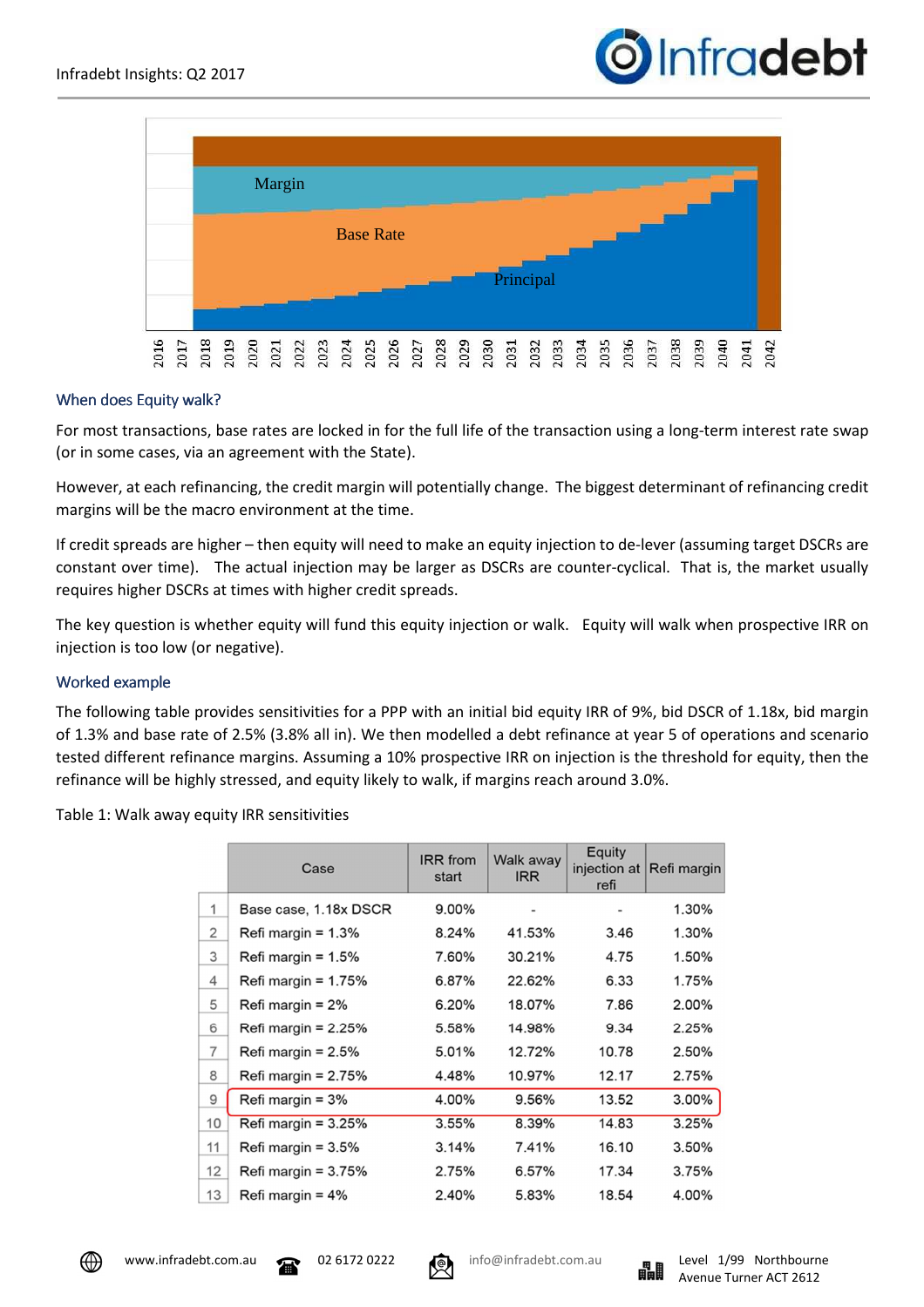Margin

Base Rate

Principal

2016 2017 2018 2019 2020 2021 2022 2023 2024 2025 2026 2027 2028 2029 2030 2031 2032 2033 2034 2035 2036 2037 2038 2039 2040 2041 2042

## When does Equity walk?

For most transactions, base rates are locked in for the full life of the transaction using a long-term interest rate swap (or in some cases, via an agreement with the State).

However, at each refinancing, the credit margin will potentially change. The biggest determinant of refinancing credit margins will be the macro environment at the time.

If credit spreads are higher – then equity will need to make an equity injection to de-lever (assuming target DSCRs are constant over time). The actual injection may be larger as DSCRs are counter-cyclical. That is, the market usually requires higher DSCRs at times with higher credit spreads.

The key question is whether equity will fund this equity injection or walk. Equity will walk when prospective IRR on injection is too low (or negative).

## Worked example

The following table provides sensitivities for a PPP with an initial bid equity IRR of 9%, bid DSCR of 1.18x, bid margin of 1.3% and base rate of 2.5% (3.8% all in). We then modelled a debt refinance at year 5 of operations and scenario tested different refinance margins. Assuming a 10% prospective IRR on injection is the threshold for equity, then the refinance will be highly stressed, and equity likely to walk, if margins reach around 3.0%.

Table 1: Walk away equity IRR sensitivities

| | Case | IRR from start | Walk away IRR | Equity injection at refi | Refi margin |
|---|---|---|---|---|---|
| 1 | Base case, 1.18x DSCR | 9.00% | - | - | 1.30% |
| 2 | Refi margin = 1.3% | 8.24% | 41.53% | 3.46 | 1.30% |
| 3 | Refi margin = 1.5% | 7.60% | 30.21% | 4.75 | 1.50% |
| 4 | Refi margin = 1.75% | 6.87% | 22.62% | 6.33 | 1.75% |
| 5 | Refi margin = 2% | 6.20% | 18.07% | 7.86 | 2.00% |
| 6 | Refi margin = 2.25% | 5.58% | 14.98% | 9.34 | 2.25% |
| 7 | Refi margin = 2.5% | 5.01% | 12.72% | 10.78 | 2.50% |
| 8 | Refi margin = 2.75% | 4.48% | 10.97% | 12.17 | 2.75% |
| 9 | Refi margin = 3% | 4.00% | 9.56% | 13.52 | 3.00% |
| 10 | Refi margin = 3.25% | 3.55% | 8.39% | 14.83 | 3.25% |
| 11 | Refi margin = 3.5% | 3.14% | 7.41% | 16.10 | 3.50% |
| 12 | Refi margin = 3.75% | 2.75% | 6.57% | 17.34 | 3.75% |
| 13 | Refi margin = 4% | 2.40% | 5.83% | 18.54 | 4.00% |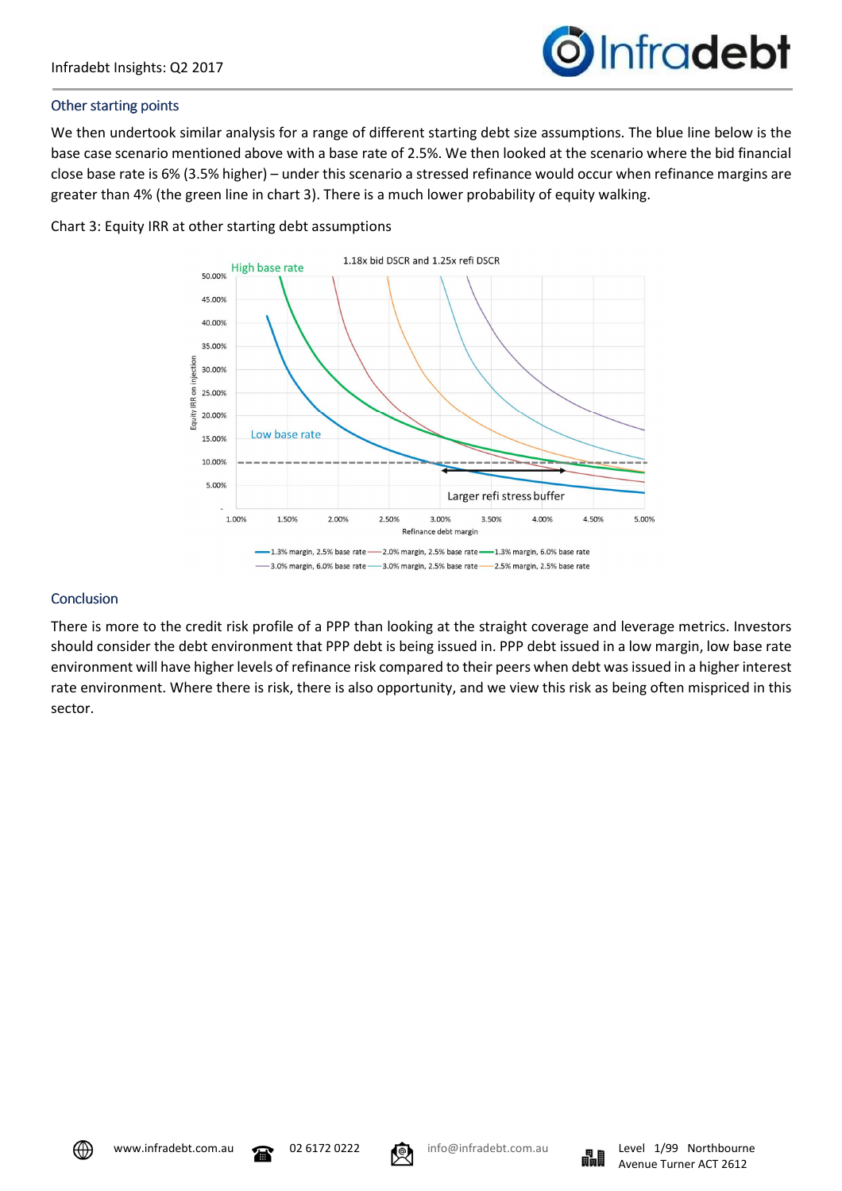## Other starting points

We then undertook similar analysis for a range of different starting debt size assumptions. The blue line below is the base case scenario mentioned above with a base rate of 2.5%. We then looked at the scenario where the bid financial close base rate is 6% (3.5% higher) – under this scenario a stressed refinance would occur when refinance margins are greater than 4% (the green line in chart 3). There is a much lower probability of equity walking.

Chart 3: Equity IRR at other starting debt assumptions

1.18x bid DSCR and 1.25x refi DSCR

High base rate

Low base rate

Larger refi stress buffer

Equity IRR on injection

50.00%
45.00%
40.00%
35.00%
30.00%
25.00%
20.00%
15.00%
10.00%
5.00%
-

1.00% 1.50% 2.00% 2.50% 3.00% 3.50% 4.00% 4.50% 5.00%

Refinance debt margin

1.3% margin, 2.5% base rate — 2.0% margin, 2.5% base rate — 1.3% margin, 6.0% base rate — 3.0% margin, 6.0% base rate — 3.0% margin, 2.5% base rate — 2.5% margin, 2.5% base rate

## Conclusion

There is more to the credit risk profile of a PPP than looking at the straight coverage and leverage metrics. Investors should consider the debt environment that PPP debt is being issued in. PPP debt issued in a low margin, low base rate environment will have higher levels of refinance risk compared to their peers when debt was issued in a higher interest rate environment. Where there is risk, there is also opportunity, and we view this risk as being often mispriced in this sector.